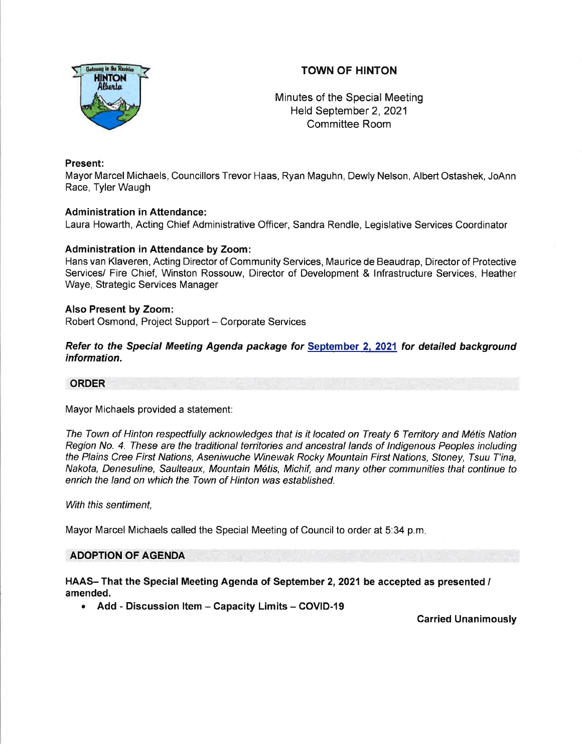# TOWN OF HINTON

Minutes of the Special Meeting
Held September 2, 2021
Committee Room

**Present:**
Mayor Marcel Michaels, Councillors Trevor Haas, Ryan Maguhn, Dewly Nelson, Albert Ostashek, JoAnn Race, Tyler Waugh

**Administration in Attendance:**
Laura Howarth, Acting Chief Administrative Officer, Sandra Rendle, Legislative Services Coordinator

**Administration in Attendance by Zoom:**
Hans van Klaveren, Acting Director of Community Services, Maurice de Beaudrap, Director of Protective Services/ Fire Chief, Winston Rossouw, Director of Development & Infrastructure Services, Heather Waye, Strategic Services Manager

**Also Present by Zoom:**
Robert Osmond, Project Support – Corporate Services

***Refer to the Special Meeting Agenda package for September 2, 2021 for detailed background information.***

## ORDER

Mayor Michaels provided a statement:

*The Town of Hinton respectfully acknowledges that is it located on Treaty 6 Territory and Métis Nation Region No. 4. These are the traditional territories and ancestral lands of Indigenous Peoples including the Plains Cree First Nations, Aseniwuche Winewak Rocky Mountain First Nations, Stoney, Tsuu T'ina, Nakota, Denesuline, Saulteaux, Mountain Métis, Michif, and many other communities that continue to enrich the land on which the Town of Hinton was established.*

*With this sentiment,*

Mayor Marcel Michaels called the Special Meeting of Council to order at 5:34 p.m.

## ADOPTION OF AGENDA

**HAAS– That the Special Meeting Agenda of September 2, 2021 be accepted as presented / amended.**

- **Add - Discussion Item – Capacity Limits – COVID-19**

**Carried Unanimously**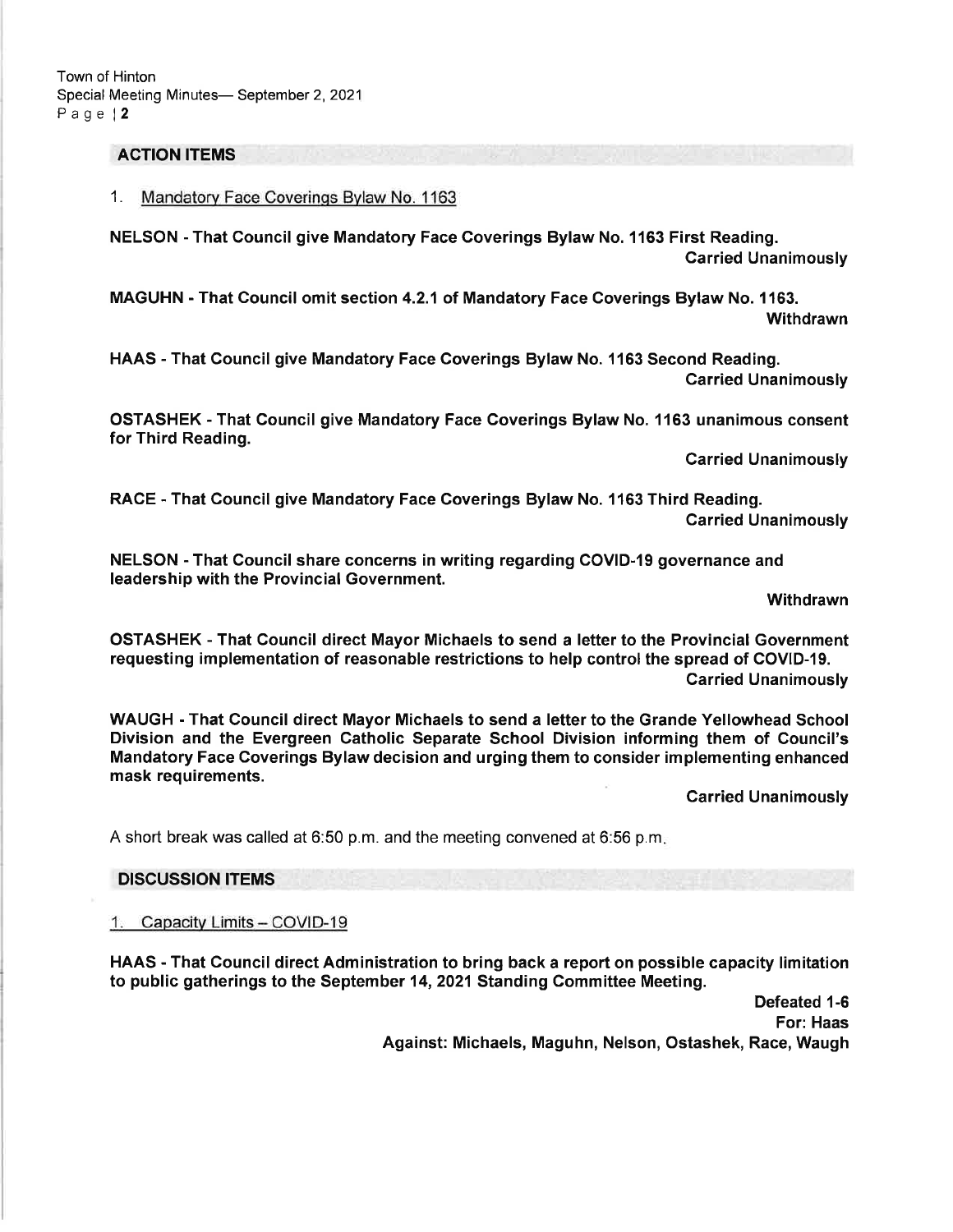## ACTION ITEMS

1. Mandatory Face Coverings Bylaw No. 1163

**NELSON - That Council give Mandatory Face Coverings Bylaw No. 1163 First Reading.**
**Carried Unanimously**

**MAGUHN - That Council omit section 4.2.1 of Mandatory Face Coverings Bylaw No. 1163.**
**Withdrawn**

**HAAS - That Council give Mandatory Face Coverings Bylaw No. 1163 Second Reading.**
**Carried Unanimously**

**OSTASHEK - That Council give Mandatory Face Coverings Bylaw No. 1163 unanimous consent for Third Reading.**
**Carried Unanimously**

**RACE - That Council give Mandatory Face Coverings Bylaw No. 1163 Third Reading.**
**Carried Unanimously**

**NELSON - That Council share concerns in writing regarding COVID-19 governance and leadership with the Provincial Government.**
**Withdrawn**

**OSTASHEK - That Council direct Mayor Michaels to send a letter to the Provincial Government requesting implementation of reasonable restrictions to help control the spread of COVID-19.**
**Carried Unanimously**

**WAUGH - That Council direct Mayor Michaels to send a letter to the Grande Yellowhead School Division and the Evergreen Catholic Separate School Division informing them of Council's Mandatory Face Coverings Bylaw decision and urging them to consider implementing enhanced mask requirements.**
**Carried Unanimously**

A short break was called at 6:50 p.m. and the meeting convened at 6:56 p.m.

## DISCUSSION ITEMS

1. Capacity Limits – COVID-19

**HAAS - That Council direct Administration to bring back a report on possible capacity limitation to public gatherings to the September 14, 2021 Standing Committee Meeting.**
**Defeated 1-6**
**For: Haas**
**Against: Michaels, Maguhn, Nelson, Ostashek, Race, Waugh**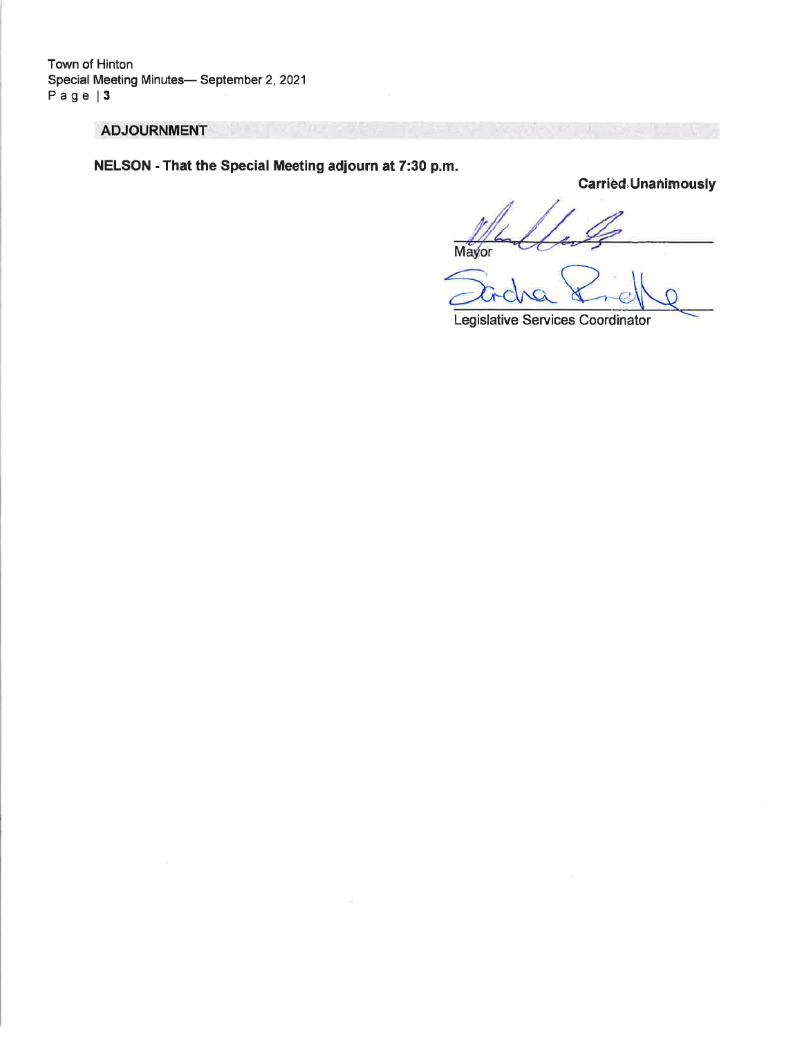## ADJOURNMENT

**NELSON - That the Special Meeting adjourn at 7:30 p.m.**

**Carried Unanimously**

Mayor

Legislative Services Coordinator